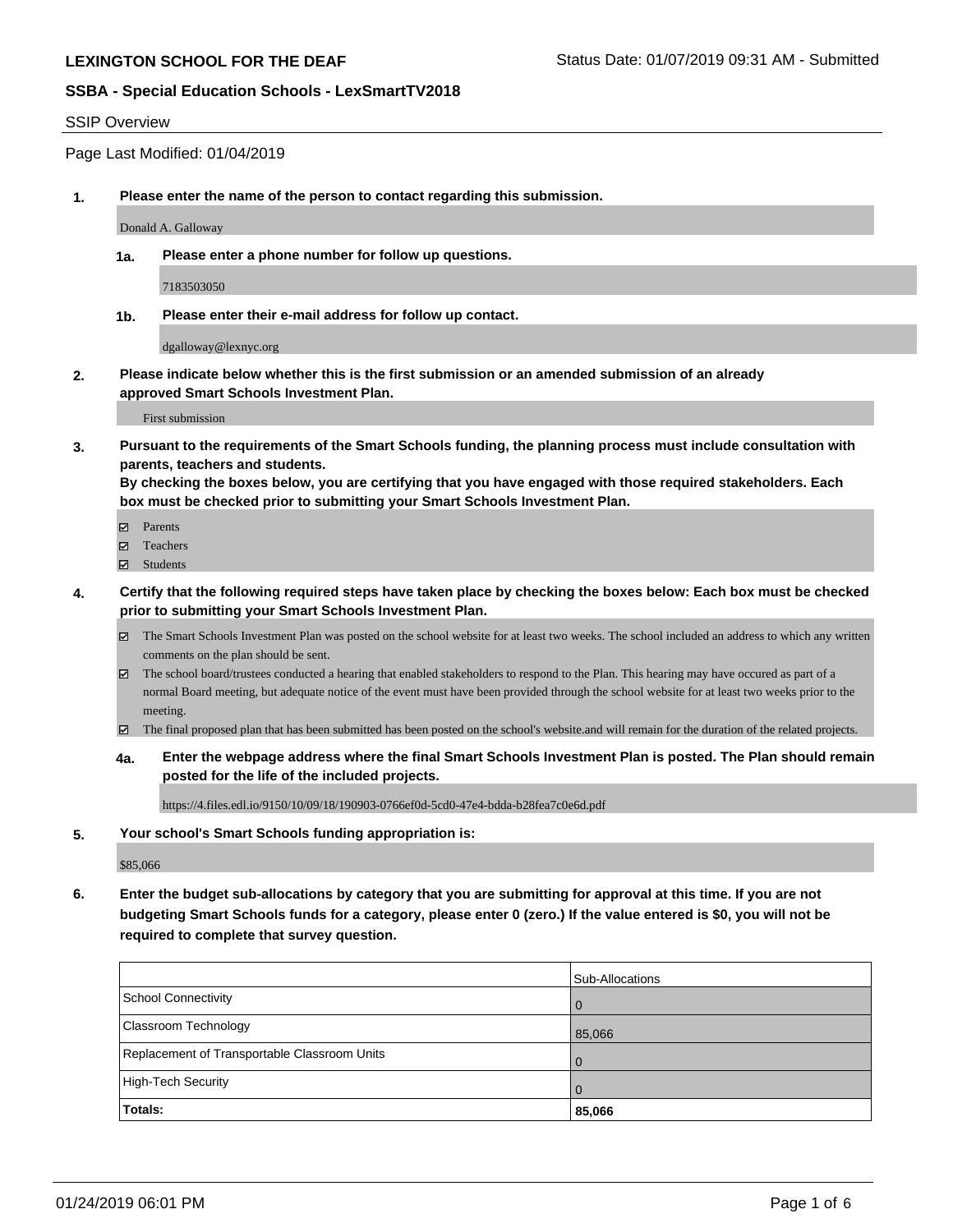**LEXINGTON SCHOOL FOR THE DEAF** Status Date: 01/07/2019 09:31 AM - Submitted

**SSBA - Special Education Schools - LexSmartTV2018**

SSIP Overview

Page Last Modified: 01/04/2019

**1. Please enter the name of the person to contact regarding this submission.**

Donald A. Galloway

**1a. Please enter a phone number for follow up questions.**

7183503050

**1b. Please enter their e-mail address for follow up contact.**

dgalloway@lexnyc.org

**2. Please indicate below whether this is the first submission or an amended submission of an already approved Smart Schools Investment Plan.**

First submission

**3. Pursuant to the requirements of the Smart Schools funding, the planning process must include consultation with parents, teachers and students.**
**By checking the boxes below, you are certifying that you have engaged with those required stakeholders. Each box must be checked prior to submitting your Smart Schools Investment Plan.**

- ☑ Parents
- ☑ Teachers
- ☑ Students

**4. Certify that the following required steps have taken place by checking the boxes below: Each box must be checked prior to submitting your Smart Schools Investment Plan.**

- ☑ The Smart Schools Investment Plan was posted on the school website for at least two weeks. The school included an address to which any written comments on the plan should be sent.
- ☑ The school board/trustees conducted a hearing that enabled stakeholders to respond to the Plan. This hearing may have occured as part of a normal Board meeting, but adequate notice of the event must have been provided through the school website for at least two weeks prior to the meeting.
- ☑ The final proposed plan that has been submitted has been posted on the school's website.and will remain for the duration of the related projects.

**4a. Enter the webpage address where the final Smart Schools Investment Plan is posted. The Plan should remain posted for the life of the included projects.**

https://4.files.edl.io/9150/10/09/18/190903-0766ef0d-5cd0-47e4-bdda-b28fea7c0e6d.pdf

**5. Your school's Smart Schools funding appropriation is:**

$85,066

**6. Enter the budget sub-allocations by category that you are submitting for approval at this time. If you are not budgeting Smart Schools funds for a category, please enter 0 (zero.) If the value entered is $0, you will not be required to complete that survey question.**

| | Sub-Allocations |
|---|---|
| School Connectivity | 0 |
| Classroom Technology | 85,066 |
| Replacement of Transportable Classroom Units | 0 |
| High-Tech Security | 0 |
| **Totals:** | **85,066** |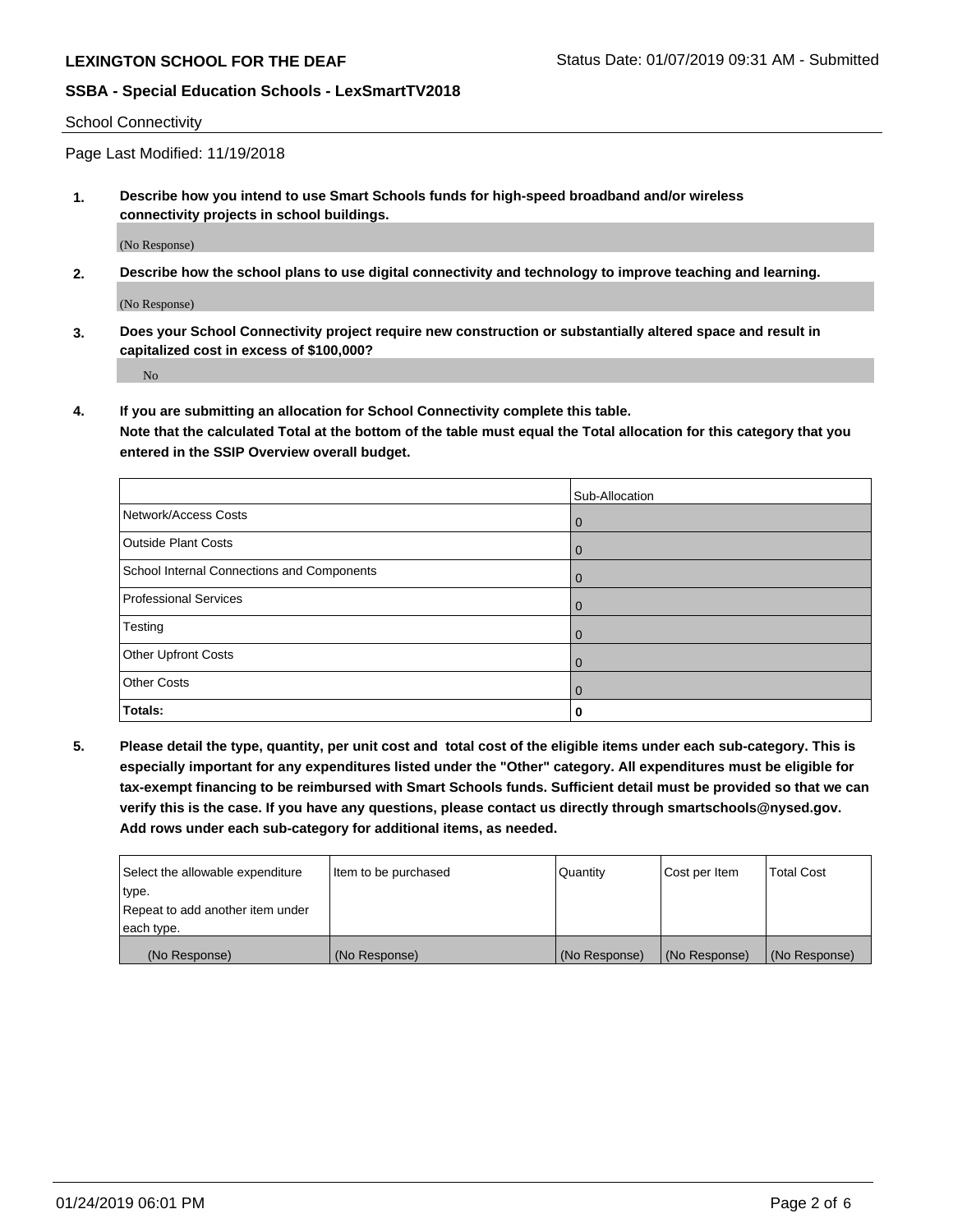**LEXINGTON SCHOOL FOR THE DEAF** Status Date: 01/07/2019 09:31 AM - Submitted

**SSBA - Special Education Schools - LexSmartTV2018**

School Connectivity

Page Last Modified: 11/19/2018

1. **Describe how you intend to use Smart Schools funds for high-speed broadband and/or wireless connectivity projects in school buildings.**

   (No Response)

2. **Describe how the school plans to use digital connectivity and technology to improve teaching and learning.**

   (No Response)

3. **Does your School Connectivity project require new construction or substantially altered space and result in capitalized cost in excess of $100,000?**

   No

4. **If you are submitting an allocation for School Connectivity complete this table.**
   **Note that the calculated Total at the bottom of the table must equal the Total allocation for this category that you entered in the SSIP Overview overall budget.**

| | Sub-Allocation |
|---|---|
| Network/Access Costs | 0 |
| Outside Plant Costs | 0 |
| School Internal Connections and Components | 0 |
| Professional Services | 0 |
| Testing | 0 |
| Other Upfront Costs | 0 |
| Other Costs | 0 |
| **Totals:** | **0** |

5. **Please detail the type, quantity, per unit cost and total cost of the eligible items under each sub-category. This is especially important for any expenditures listed under the "Other" category. All expenditures must be eligible for tax-exempt financing to be reimbursed with Smart Schools funds. Sufficient detail must be provided so that we can verify this is the case. If you have any questions, please contact us directly through smartschools@nysed.gov. Add rows under each sub-category for additional items, as needed.**

| Select the allowable expenditure type. Repeat to add another item under each type. | Item to be purchased | Quantity | Cost per Item | Total Cost |
|---|---|---|---|---|
| (No Response) | (No Response) | (No Response) | (No Response) | (No Response) |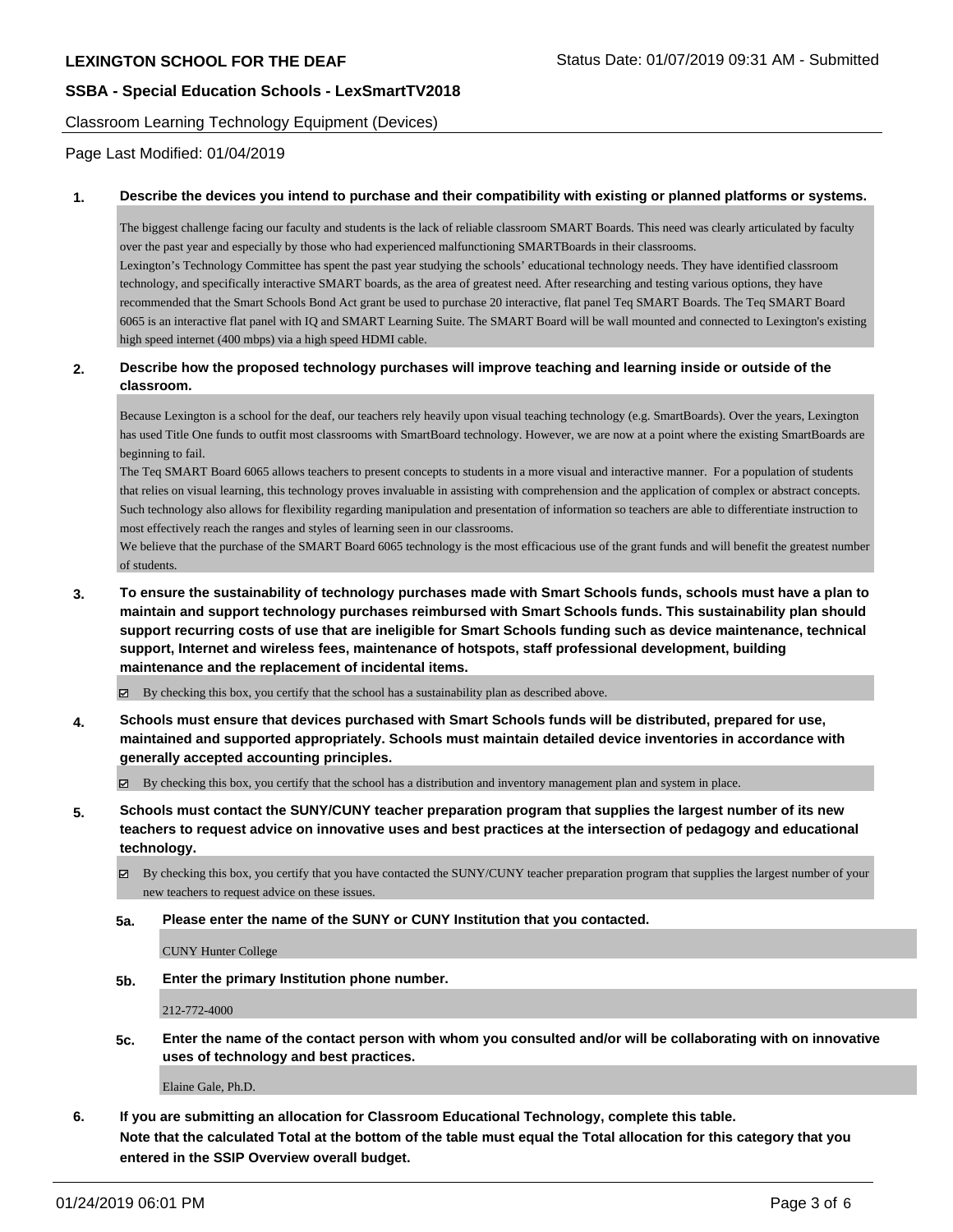**LEXINGTON SCHOOL FOR THE DEAF** Status Date: 01/07/2019 09:31 AM - Submitted

**SSBA - Special Education Schools - LexSmartTV2018**

Classroom Learning Technology Equipment (Devices)

Page Last Modified: 01/04/2019

**1. Describe the devices you intend to purchase and their compatibility with existing or planned platforms or systems.**

The biggest challenge facing our faculty and students is the lack of reliable classroom SMART Boards. This need was clearly articulated by faculty over the past year and especially by those who had experienced malfunctioning SMARTBoards in their classrooms.
Lexington's Technology Committee has spent the past year studying the schools' educational technology needs. They have identified classroom technology, and specifically interactive SMART boards, as the area of greatest need. After researching and testing various options, they have recommended that the Smart Schools Bond Act grant be used to purchase 20 interactive, flat panel Teq SMART Boards. The Teq SMART Board 6065 is an interactive flat panel with IQ and SMART Learning Suite. The SMART Board will be wall mounted and connected to Lexington's existing high speed internet (400 mbps) via a high speed HDMI cable.

**2. Describe how the proposed technology purchases will improve teaching and learning inside or outside of the classroom.**

Because Lexington is a school for the deaf, our teachers rely heavily upon visual teaching technology (e.g. SmartBoards). Over the years, Lexington has used Title One funds to outfit most classrooms with SmartBoard technology. However, we are now at a point where the existing SmartBoards are beginning to fail.
The Teq SMART Board 6065 allows teachers to present concepts to students in a more visual and interactive manner. For a population of students that relies on visual learning, this technology proves invaluable in assisting with comprehension and the application of complex or abstract concepts. Such technology also allows for flexibility regarding manipulation and presentation of information so teachers are able to differentiate instruction to most effectively reach the ranges and styles of learning seen in our classrooms.
We believe that the purchase of the SMART Board 6065 technology is the most efficacious use of the grant funds and will benefit the greatest number of students.

**3. To ensure the sustainability of technology purchases made with Smart Schools funds, schools must have a plan to maintain and support technology purchases reimbursed with Smart Schools funds. This sustainability plan should support recurring costs of use that are ineligible for Smart Schools funding such as device maintenance, technical support, Internet and wireless fees, maintenance of hotspots, staff professional development, building maintenance and the replacement of incidental items.**

☑ By checking this box, you certify that the school has a sustainability plan as described above.

**4. Schools must ensure that devices purchased with Smart Schools funds will be distributed, prepared for use, maintained and supported appropriately. Schools must maintain detailed device inventories in accordance with generally accepted accounting principles.**

☑ By checking this box, you certify that the school has a distribution and inventory management plan and system in place.

**5. Schools must contact the SUNY/CUNY teacher preparation program that supplies the largest number of its new teachers to request advice on innovative uses and best practices at the intersection of pedagogy and educational technology.**

☑ By checking this box, you certify that you have contacted the SUNY/CUNY teacher preparation program that supplies the largest number of your new teachers to request advice on these issues.

**5a. Please enter the name of the SUNY or CUNY Institution that you contacted.**

CUNY Hunter College

**5b. Enter the primary Institution phone number.**

212-772-4000

**5c. Enter the name of the contact person with whom you consulted and/or will be collaborating with on innovative uses of technology and best practices.**

Elaine Gale, Ph.D.

**6. If you are submitting an allocation for Classroom Educational Technology, complete this table.**
**Note that the calculated Total at the bottom of the table must equal the Total allocation for this category that you entered in the SSIP Overview overall budget.**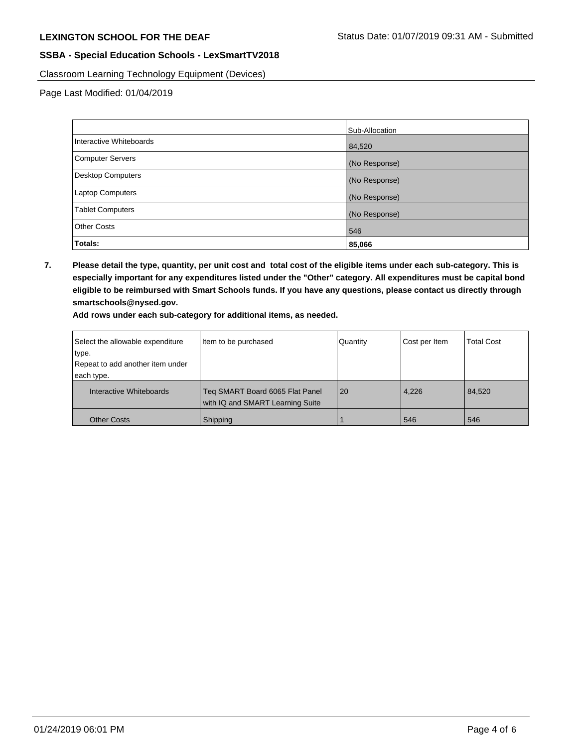**LEXINGTON SCHOOL FOR THE DEAF** Status Date: 01/07/2019 09:31 AM - Submitted

**SSBA - Special Education Schools - LexSmartTV2018**

Classroom Learning Technology Equipment (Devices)

Page Last Modified: 01/04/2019

| | Sub-Allocation |
|---|---|
| Interactive Whiteboards | 84,520 |
| Computer Servers | (No Response) |
| Desktop Computers | (No Response) |
| Laptop Computers | (No Response) |
| Tablet Computers | (No Response) |
| Other Costs | 546 |
| **Totals:** | **85,066** |

**7. Please detail the type, quantity, per unit cost and total cost of the eligible items under each sub-category. This is especially important for any expenditures listed under the "Other" category. All expenditures must be capital bond eligible to be reimbursed with Smart Schools funds. If you have any questions, please contact us directly through smartschools@nysed.gov.**

**Add rows under each sub-category for additional items, as needed.**

| Select the allowable expenditure type. Repeat to add another item under each type. | Item to be purchased | Quantity | Cost per Item | Total Cost |
|---|---|---|---|---|
| Interactive Whiteboards | Teq SMART Board 6065 Flat Panel with IQ and SMART Learning Suite | 20 | 4,226 | 84,520 |
| Other Costs | Shipping | 1 | 546 | 546 |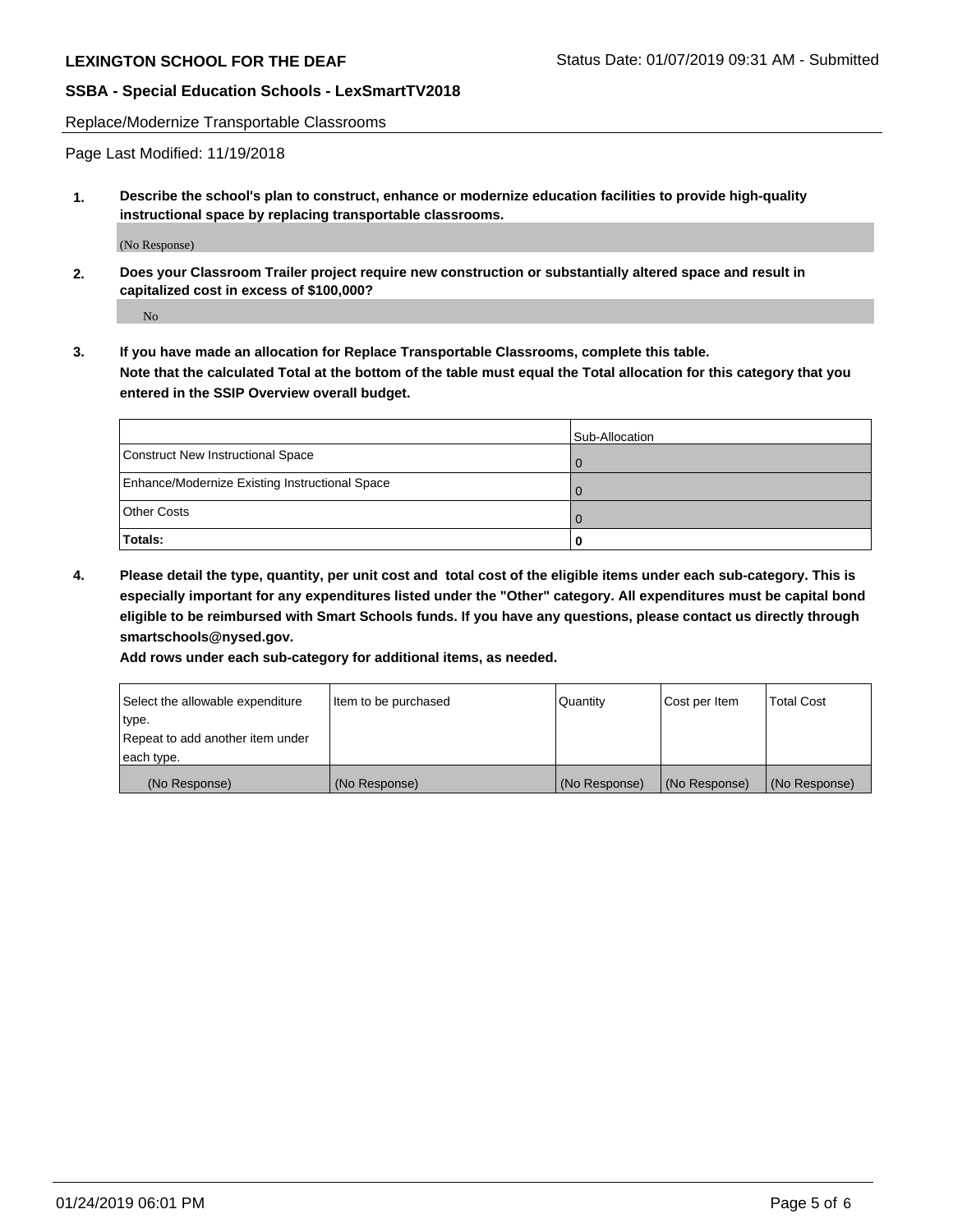**LEXINGTON SCHOOL FOR THE DEAF** Status Date: 01/07/2019 09:31 AM - Submitted

**SSBA - Special Education Schools - LexSmartTV2018**

Replace/Modernize Transportable Classrooms

Page Last Modified: 11/19/2018

1. **Describe the school's plan to construct, enhance or modernize education facilities to provide high-quality instructional space by replacing transportable classrooms.**

   (No Response)

2. **Does your Classroom Trailer project require new construction or substantially altered space and result in capitalized cost in excess of $100,000?**

   No

3. **If you have made an allocation for Replace Transportable Classrooms, complete this table. Note that the calculated Total at the bottom of the table must equal the Total allocation for this category that you entered in the SSIP Overview overall budget.**

| | Sub-Allocation |
|---|---|
| Construct New Instructional Space | 0 |
| Enhance/Modernize Existing Instructional Space | 0 |
| Other Costs | 0 |
| **Totals:** | **0** |

4. **Please detail the type, quantity, per unit cost and total cost of the eligible items under each sub-category. This is especially important for any expenditures listed under the "Other" category. All expenditures must be capital bond eligible to be reimbursed with Smart Schools funds. If you have any questions, please contact us directly through smartschools@nysed.gov.**

   **Add rows under each sub-category for additional items, as needed.**

| Select the allowable expenditure type. Repeat to add another item under each type. | Item to be purchased | Quantity | Cost per Item | Total Cost |
|---|---|---|---|---|
| (No Response) | (No Response) | (No Response) | (No Response) | (No Response) |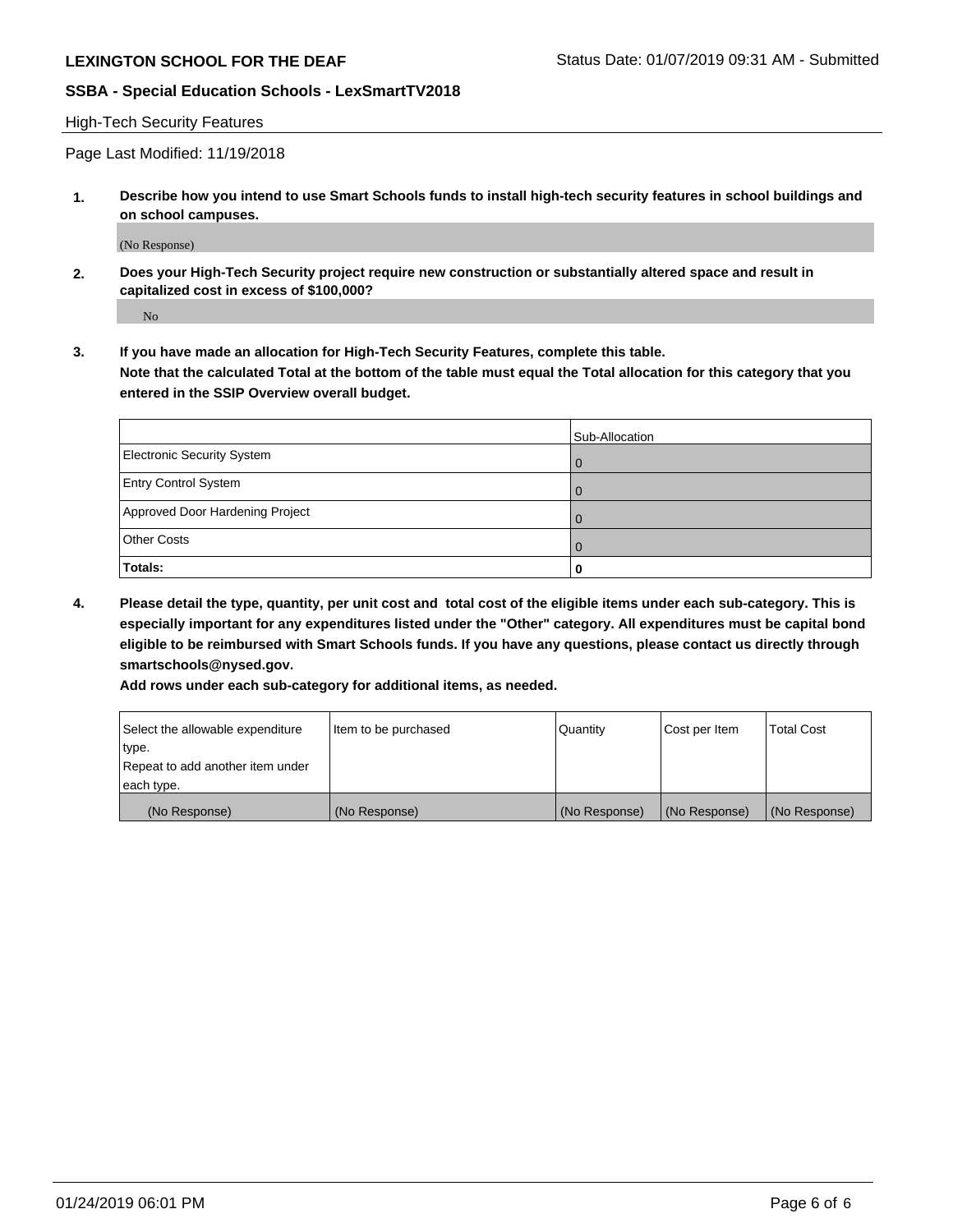High-Tech Security Features

Page Last Modified: 11/19/2018

1. **Describe how you intend to use Smart Schools funds to install high-tech security features in school buildings and on school campuses.**

   (No Response)

2. **Does your High-Tech Security project require new construction or substantially altered space and result in capitalized cost in excess of $100,000?**

   No

3. **If you have made an allocation for High-Tech Security Features, complete this table.**
   **Note that the calculated Total at the bottom of the table must equal the Total allocation for this category that you entered in the SSIP Overview overall budget.**

| | Sub-Allocation |
|---|---|
| Electronic Security System | 0 |
| Entry Control System | 0 |
| Approved Door Hardening Project | 0 |
| Other Costs | 0 |
| **Totals:** | **0** |

4. **Please detail the type, quantity, per unit cost and total cost of the eligible items under each sub-category. This is especially important for any expenditures listed under the "Other" category. All expenditures must be capital bond eligible to be reimbursed with Smart Schools funds. If you have any questions, please contact us directly through smartschools@nysed.gov.**

   **Add rows under each sub-category for additional items, as needed.**

| Select the allowable expenditure type. Repeat to add another item under each type. | Item to be purchased | Quantity | Cost per Item | Total Cost |
|---|---|---|---|---|
| (No Response) | (No Response) | (No Response) | (No Response) | (No Response) |